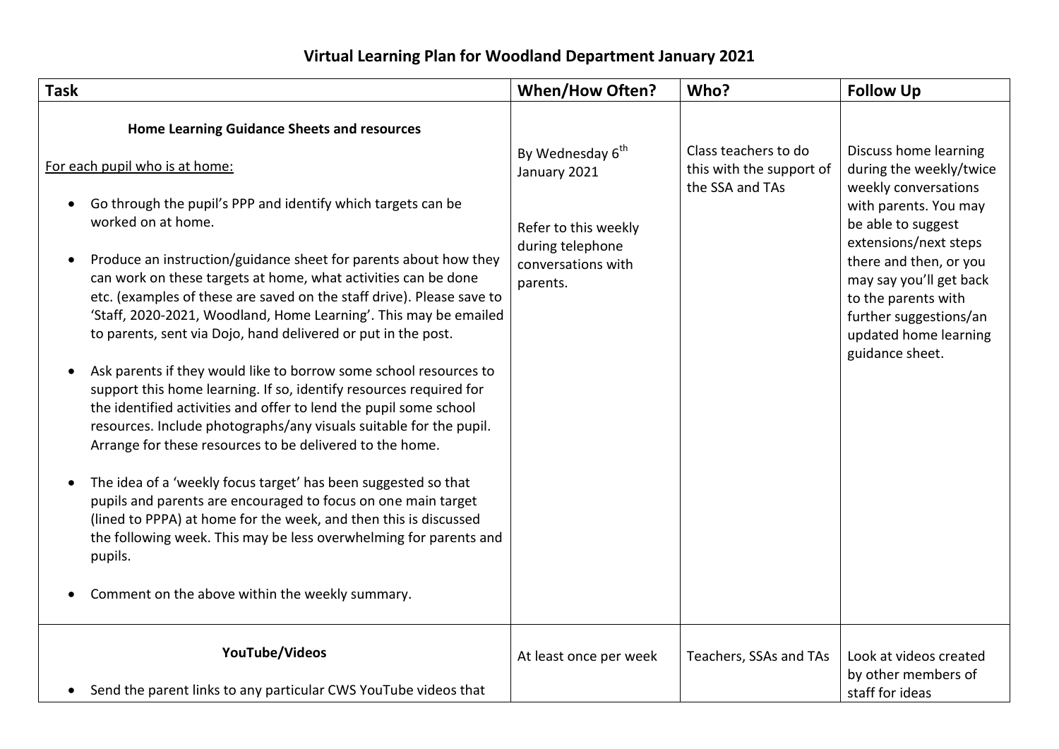# Virtual Learning Plan for Woodland Department January 2021

| Task | When/How Often? | Who? | Follow Up |
|---|---|---|---|
| **Home Learning Guidance Sheets and resources**<br><br>For each pupil who is at home:<br><br>• Go through the pupil's PPP and identify which targets can be worked on at home.<br><br>• Produce an instruction/guidance sheet for parents about how they can work on these targets at home, what activities can be done etc. (examples of these are saved on the staff drive). Please save to 'Staff, 2020-2021, Woodland, Home Learning'. This may be emailed to parents, sent via Dojo, hand delivered or put in the post.<br><br>• Ask parents if they would like to borrow some school resources to support this home learning. If so, identify resources required for the identified activities and offer to lend the pupil some school resources. Include photographs/any visuals suitable for the pupil. Arrange for these resources to be delivered to the home.<br><br>• The idea of a 'weekly focus target' has been suggested so that pupils and parents are encouraged to focus on one main target (lined to PPPA) at home for the week, and then this is discussed the following week. This may be less overwhelming for parents and pupils.<br><br>• Comment on the above within the weekly summary. | By Wednesday 6th January 2021<br><br>Refer to this weekly during telephone conversations with parents. | Class teachers to do this with the support of the SSA and TAs | Discuss home learning during the weekly/twice weekly conversations with parents. You may be able to suggest extensions/next steps there and then, or you may say you'll get back to the parents with further suggestions/an updated home learning guidance sheet. |
| **YouTube/Videos**<br><br>• Send the parent links to any particular CWS YouTube videos that | At least once per week | Teachers, SSAs and TAs | Look at videos created by other members of staff for ideas |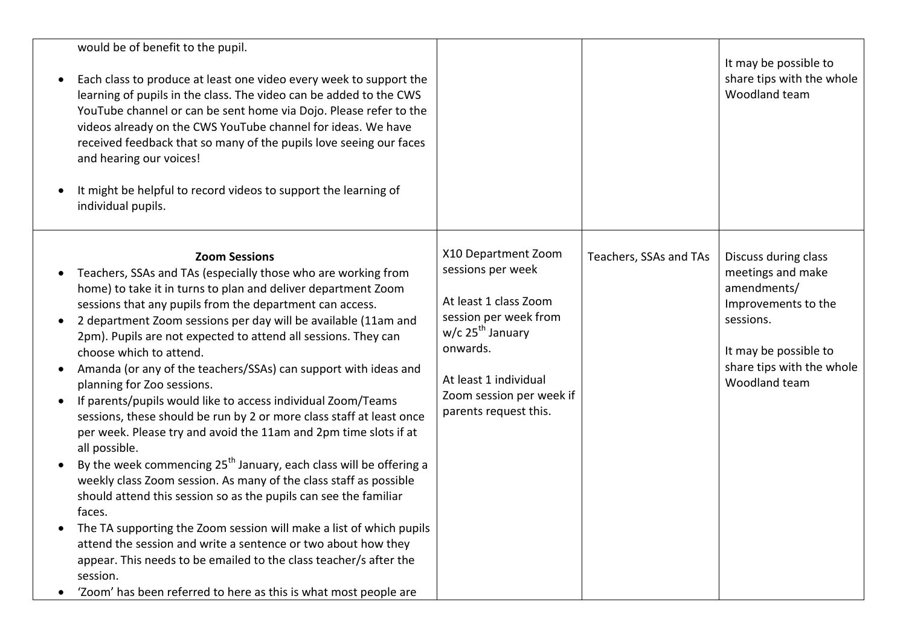| | | | |
|---|---|---|---|
| would be of benefit to the pupil.<br><br>• Each class to produce at least one video every week to support the learning of pupils in the class. The video can be added to the CWS YouTube channel or can be sent home via Dojo. Please refer to the videos already on the CWS YouTube channel for ideas. We have received feedback that so many of the pupils love seeing our faces and hearing our voices!<br><br>• It might be helpful to record videos to support the learning of individual pupils. | | | It may be possible to share tips with the whole Woodland team |
| **Zoom Sessions**<br>• Teachers, SSAs and TAs (especially those who are working from home) to take it in turns to plan and deliver department Zoom sessions that any pupils from the department can access.<br>• 2 department Zoom sessions per day will be available (11am and 2pm). Pupils are not expected to attend all sessions. They can choose which to attend.<br>• Amanda (or any of the teachers/SSAs) can support with ideas and planning for Zoo sessions.<br>• If parents/pupils would like to access individual Zoom/Teams sessions, these should be run by 2 or more class staff at least once per week. Please try and avoid the 11am and 2pm time slots if at all possible.<br>• By the week commencing 25th January, each class will be offering a weekly class Zoom session. As many of the class staff as possible should attend this session so as the pupils can see the familiar faces.<br>• The TA supporting the Zoom session will make a list of which pupils attend the session and write a sentence or two about how they appear. This needs to be emailed to the class teacher/s after the session.<br>• 'Zoom' has been referred to here as this is what most people are | X10 Department Zoom sessions per week<br><br>At least 1 class Zoom session per week from w/c 25th January onwards.<br><br>At least 1 individual Zoom session per week if parents request this. | Teachers, SSAs and TAs | Discuss during class meetings and make amendments/ Improvements to the sessions.<br><br>It may be possible to share tips with the whole Woodland team |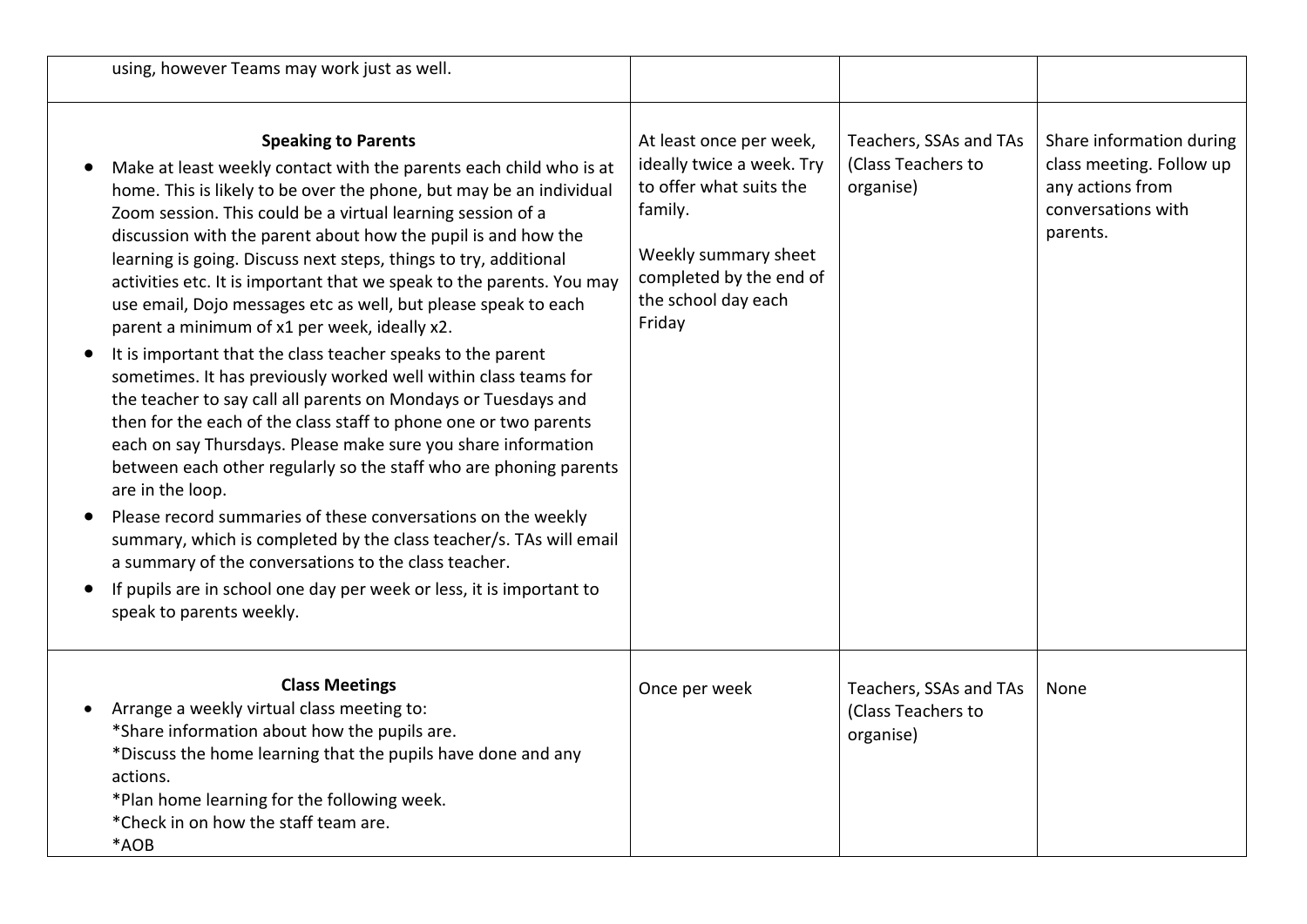| | | | |
|---|---|---|---|
| using, however Teams may work just as well. | | | |
| **Speaking to Parents**<br>• Make at least weekly contact with the parents each child who is at home. This is likely to be over the phone, but may be an individual Zoom session. This could be a virtual learning session of a discussion with the parent about how the pupil is and how the learning is going. Discuss next steps, things to try, additional activities etc. It is important that we speak to the parents. You may use email, Dojo messages etc as well, but please speak to each parent a minimum of x1 per week, ideally x2.<br>• It is important that the class teacher speaks to the parent sometimes. It has previously worked well within class teams for the teacher to say call all parents on Mondays or Tuesdays and then for the each of the class staff to phone one or two parents each on say Thursdays. Please make sure you share information between each other regularly so the staff who are phoning parents are in the loop.<br>• Please record summaries of these conversations on the weekly summary, which is completed by the class teacher/s. TAs will email a summary of the conversations to the class teacher.<br>• If pupils are in school one day per week or less, it is important to speak to parents weekly. | At least once per week, ideally twice a week. Try to offer what suits the family.<br><br>Weekly summary sheet completed by the end of the school day each Friday | Teachers, SSAs and TAs (Class Teachers to organise) | Share information during class meeting. Follow up any actions from conversations with parents. |
| **Class Meetings**<br>• Arrange a weekly virtual class meeting to:<br>*Share information about how the pupils are.<br>*Discuss the home learning that the pupils have done and any actions.<br>*Plan home learning for the following week.<br>*Check in on how the staff team are.<br>*AOB | Once per week | Teachers, SSAs and TAs (Class Teachers to organise) | None |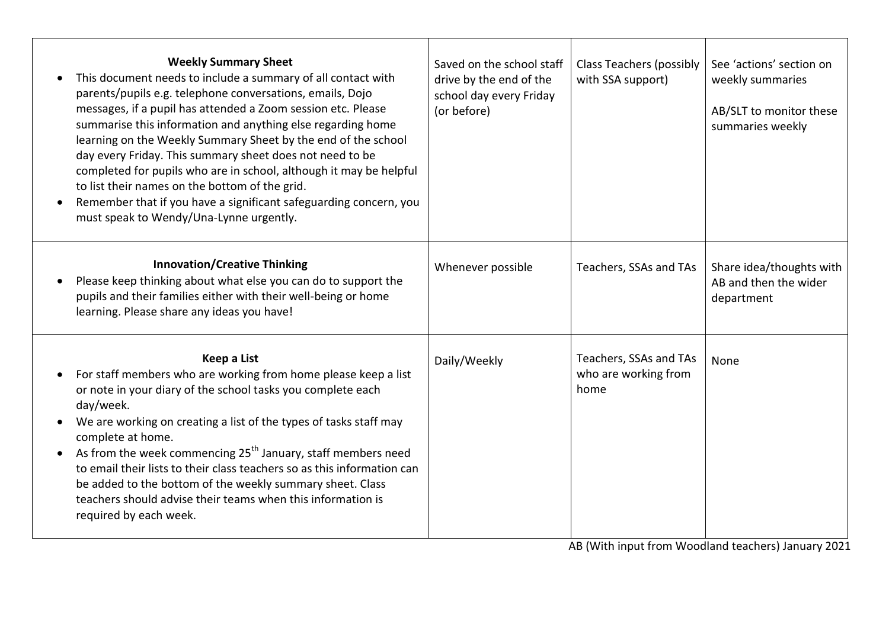| | | | |
|---|---|---|---|
| **Weekly Summary Sheet**<br>• This document needs to include a summary of all contact with parents/pupils e.g. telephone conversations, emails, Dojo messages, if a pupil has attended a Zoom session etc. Please summarise this information and anything else regarding home learning on the Weekly Summary Sheet by the end of the school day every Friday. This summary sheet does not need to be completed for pupils who are in school, although it may be helpful to list their names on the bottom of the grid.<br>• Remember that if you have a significant safeguarding concern, you must speak to Wendy/Una-Lynne urgently. | Saved on the school staff drive by the end of the school day every Friday (or before) | Class Teachers (possibly with SSA support) | See 'actions' section on weekly summaries<br><br>AB/SLT to monitor these summaries weekly |
| **Innovation/Creative Thinking**<br>• Please keep thinking about what else you can do to support the pupils and their families either with their well-being or home learning. Please share any ideas you have! | Whenever possible | Teachers, SSAs and TAs | Share idea/thoughts with AB and then the wider department |
| **Keep a List**<br>• For staff members who are working from home please keep a list or note in your diary of the school tasks you complete each day/week.<br>• We are working on creating a list of the types of tasks staff may complete at home.<br>• As from the week commencing 25th January, staff members need to email their lists to their class teachers so as this information can be added to the bottom of the weekly summary sheet. Class teachers should advise their teams when this information is required by each week. | Daily/Weekly | Teachers, SSAs and TAs who are working from home | None |

AB (With input from Woodland teachers) January 2021